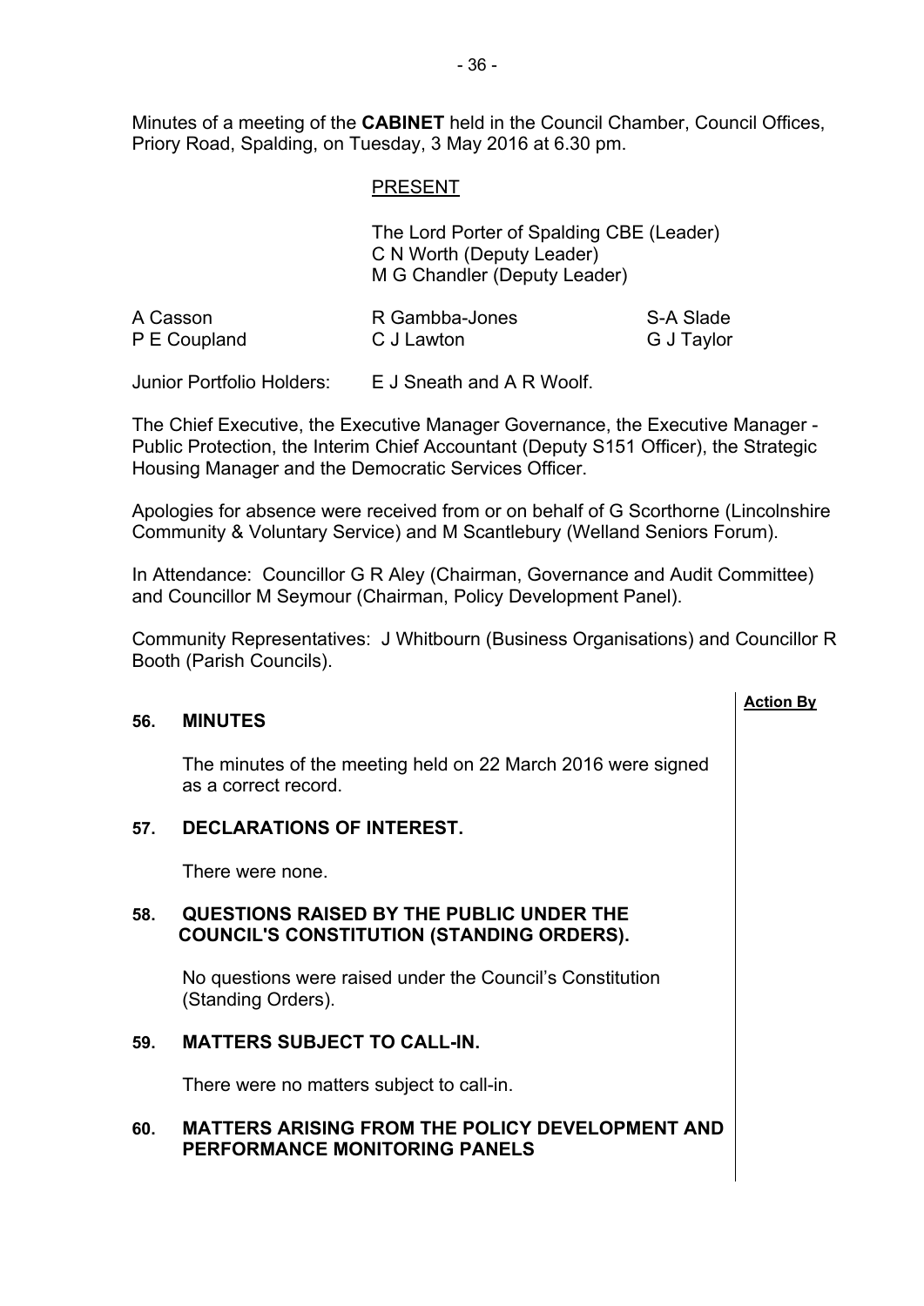Minutes of a meeting of the **CABINET** held in the Council Chamber, Council Offices, Priory Road, Spalding, on Tuesday, 3 May 2016 at 6.30 pm.

PRESENT

The Lord Porter of Spalding CBE (Leader)
C N Worth (Deputy Leader)
M G Chandler (Deputy Leader)

| | | |
|---|---|---|
| A Casson | R Gambba-Jones | S-A Slade |
| P E Coupland | C J Lawton | G J Taylor |

Junior Portfolio Holders: E J Sneath and A R Woolf.

The Chief Executive, the Executive Manager Governance, the Executive Manager - Public Protection, the Interim Chief Accountant (Deputy S151 Officer), the Strategic Housing Manager and the Democratic Services Officer.

Apologies for absence were received from or on behalf of G Scorthorne (Lincolnshire Community & Voluntary Service) and M Scantlebury (Welland Seniors Forum).

In Attendance: Councillor G R Aley (Chairman, Governance and Audit Committee) and Councillor M Seymour (Chairman, Policy Development Panel).

Community Representatives: J Whitbourn (Business Organisations) and Councillor R Booth (Parish Councils).

**Action By**

### 56. MINUTES

The minutes of the meeting held on 22 March 2016 were signed as a correct record.

### 57. DECLARATIONS OF INTEREST.

There were none.

### 58. QUESTIONS RAISED BY THE PUBLIC UNDER THE COUNCIL'S CONSTITUTION (STANDING ORDERS).

No questions were raised under the Council's Constitution (Standing Orders).

### 59. MATTERS SUBJECT TO CALL-IN.

There were no matters subject to call-in.

### 60. MATTERS ARISING FROM THE POLICY DEVELOPMENT AND PERFORMANCE MONITORING PANELS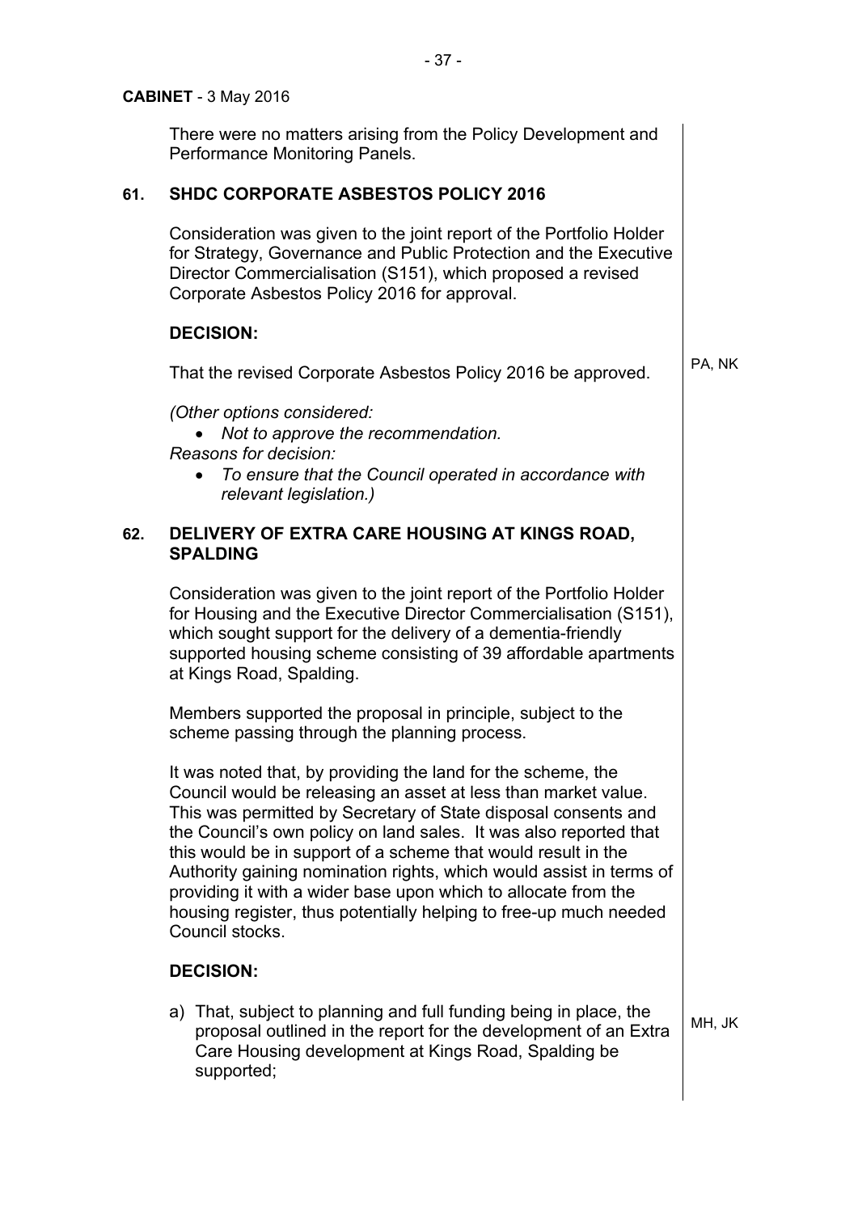There were no matters arising from the Policy Development and Performance Monitoring Panels.

## 61. SHDC CORPORATE ASBESTOS POLICY 2016

Consideration was given to the joint report of the Portfolio Holder for Strategy, Governance and Public Protection and the Executive Director Commercialisation (S151), which proposed a revised Corporate Asbestos Policy 2016 for approval.

**DECISION:**

That the revised Corporate Asbestos Policy 2016 be approved. PA, NK

*(Other options considered:*

- *Not to approve the recommendation.*

*Reasons for decision:*

- *To ensure that the Council operated in accordance with relevant legislation.)*

## 62. DELIVERY OF EXTRA CARE HOUSING AT KINGS ROAD, SPALDING

Consideration was given to the joint report of the Portfolio Holder for Housing and the Executive Director Commercialisation (S151), which sought support for the delivery of a dementia-friendly supported housing scheme consisting of 39 affordable apartments at Kings Road, Spalding.

Members supported the proposal in principle, subject to the scheme passing through the planning process.

It was noted that, by providing the land for the scheme, the Council would be releasing an asset at less than market value. This was permitted by Secretary of State disposal consents and the Council's own policy on land sales. It was also reported that this would be in support of a scheme that would result in the Authority gaining nomination rights, which would assist in terms of providing it with a wider base upon which to allocate from the housing register, thus potentially helping to free-up much needed Council stocks.

**DECISION:**

a) That, subject to planning and full funding being in place, the proposal outlined in the report for the development of an Extra Care Housing development at Kings Road, Spalding be supported; MH, JK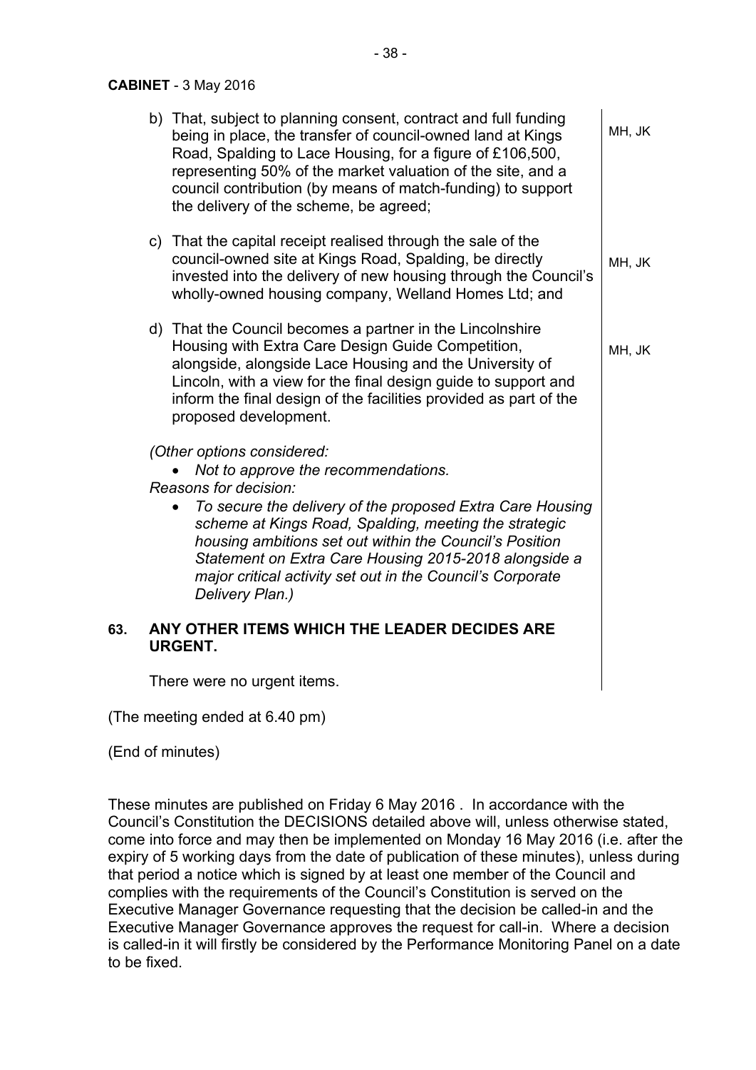**CABINET** - 3 May 2016

b) That, subject to planning consent, contract and full funding being in place, the transfer of council-owned land at Kings Road, Spalding to Lace Housing, for a figure of £106,500, representing 50% of the market valuation of the site, and a council contribution (by means of match-funding) to support the delivery of the scheme, be agreed; — MH, JK

c) That the capital receipt realised through the sale of the council-owned site at Kings Road, Spalding, be directly invested into the delivery of new housing through the Council's wholly-owned housing company, Welland Homes Ltd; and — MH, JK

d) That the Council becomes a partner in the Lincolnshire Housing with Extra Care Design Guide Competition, alongside, alongside Lace Housing and the University of Lincoln, with a view for the final design guide to support and inform the final design of the facilities provided as part of the proposed development. — MH, JK

*(Other options considered:*

- *Not to approve the recommendations.*

*Reasons for decision:*

- *To secure the delivery of the proposed Extra Care Housing scheme at Kings Road, Spalding, meeting the strategic housing ambitions set out within the Council's Position Statement on Extra Care Housing 2015-2018 alongside a major critical activity set out in the Council's Corporate Delivery Plan.)*

**63. ANY OTHER ITEMS WHICH THE LEADER DECIDES ARE URGENT.**

There were no urgent items.

(The meeting ended at 6.40 pm)

(End of minutes)

These minutes are published on Friday 6 May 2016 . In accordance with the Council's Constitution the DECISIONS detailed above will, unless otherwise stated, come into force and may then be implemented on Monday 16 May 2016 (i.e. after the expiry of 5 working days from the date of publication of these minutes), unless during that period a notice which is signed by at least one member of the Council and complies with the requirements of the Council's Constitution is served on the Executive Manager Governance requesting that the decision be called-in and the Executive Manager Governance approves the request for call-in. Where a decision is called-in it will firstly be considered by the Performance Monitoring Panel on a date to be fixed.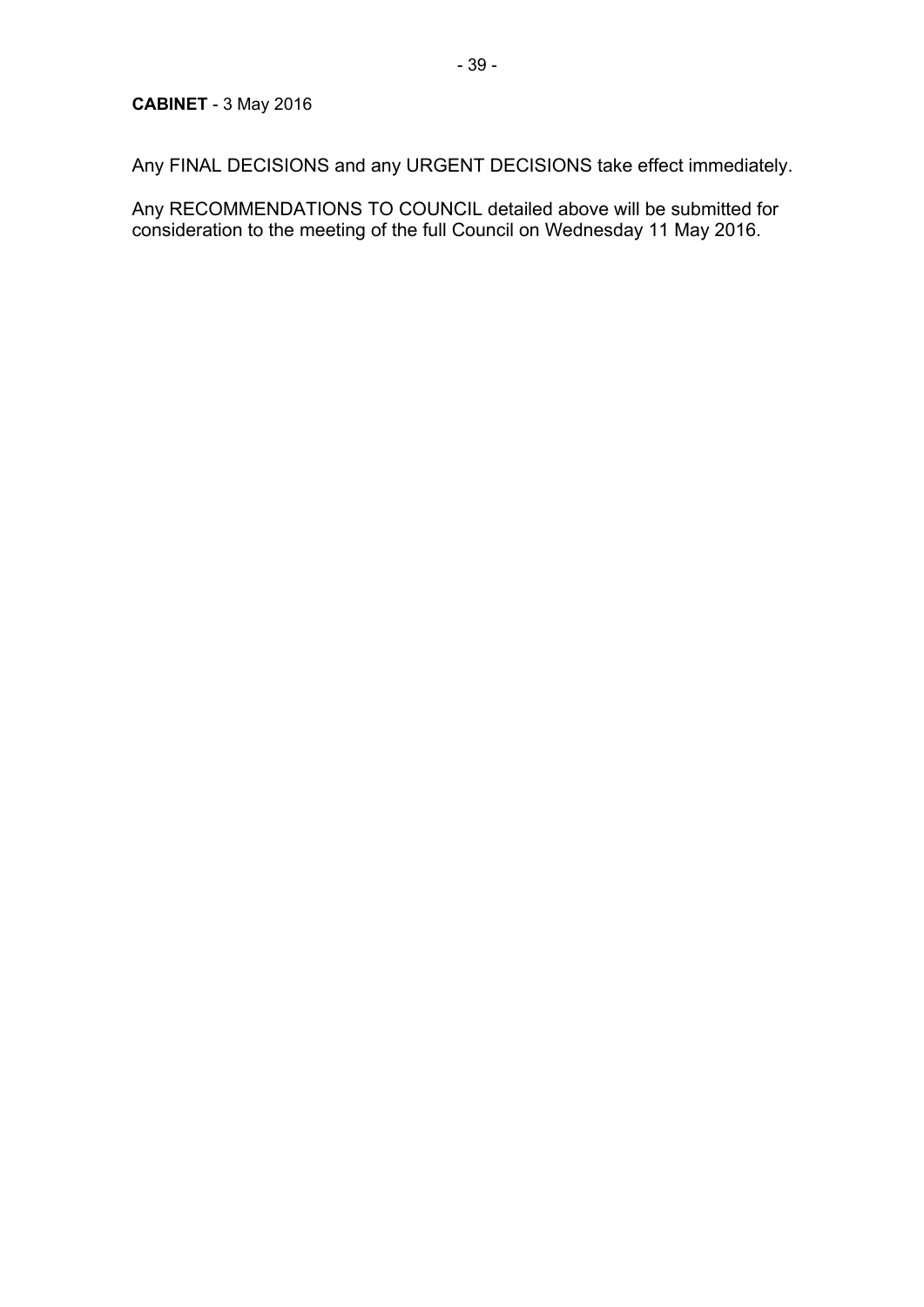**CABINET** - 3 May 2016

Any FINAL DECISIONS and any URGENT DECISIONS take effect immediately.

Any RECOMMENDATIONS TO COUNCIL detailed above will be submitted for consideration to the meeting of the full Council on Wednesday 11 May 2016.